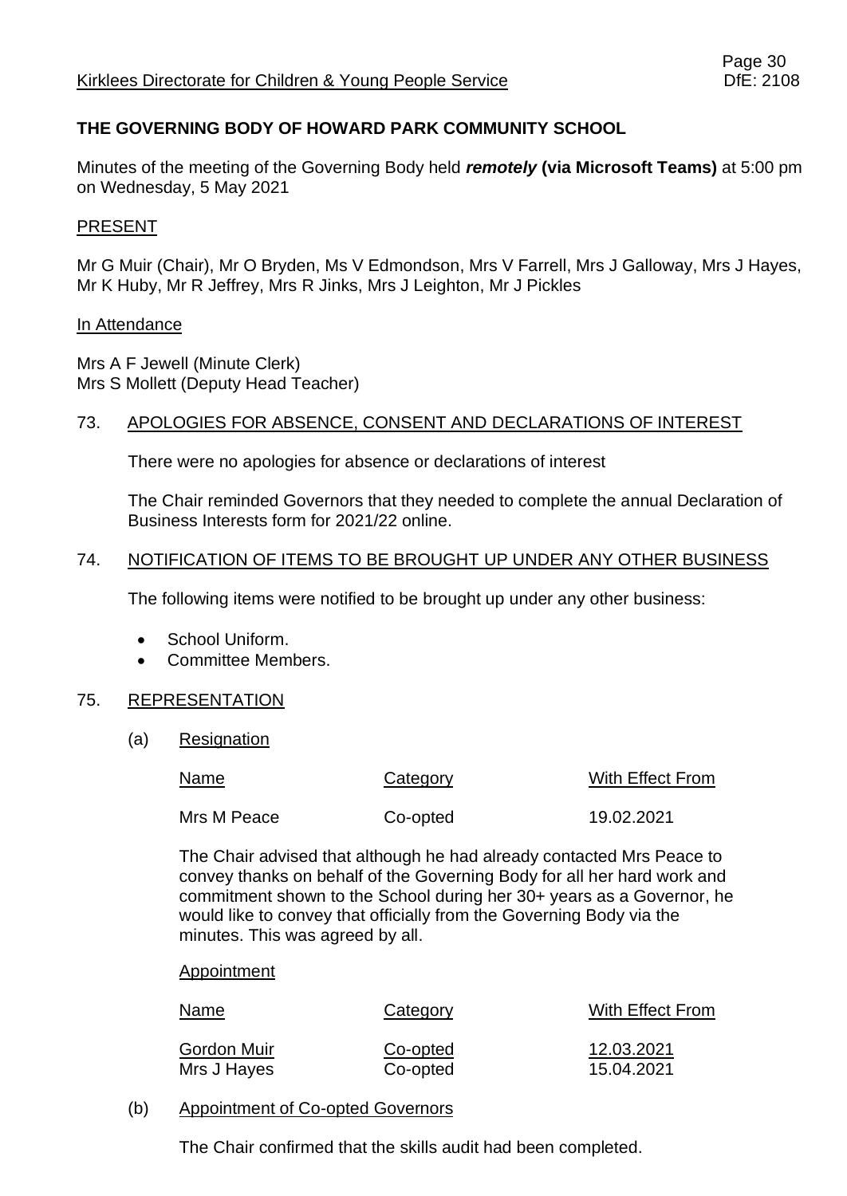Kirklees Directorate for Children & Young People Service

DfE: 2108

**THE GOVERNING BODY OF HOWARD PARK COMMUNITY SCHOOL**

Minutes of the meeting of the Governing Body held ***remotely*** **(via Microsoft Teams)** at 5:00 pm on Wednesday, 5 May 2021

PRESENT

Mr G Muir (Chair), Mr O Bryden, Ms V Edmondson, Mrs V Farrell, Mrs J Galloway, Mrs J Hayes, Mr K Huby, Mr R Jeffrey, Mrs R Jinks, Mrs J Leighton, Mr J Pickles

In Attendance

Mrs A F Jewell (Minute Clerk)
Mrs S Mollett (Deputy Head Teacher)

## 73. APOLOGIES FOR ABSENCE, CONSENT AND DECLARATIONS OF INTEREST

There were no apologies for absence or declarations of interest

The Chair reminded Governors that they needed to complete the annual Declaration of Business Interests form for 2021/22 online.

## 74. NOTIFICATION OF ITEMS TO BE BROUGHT UP UNDER ANY OTHER BUSINESS

The following items were notified to be brought up under any other business:

- School Uniform.
- Committee Members.

## 75. REPRESENTATION

(a) Resignation

| Name | Category | With Effect From |
|---|---|---|
| Mrs M Peace | Co-opted | 19.02.2021 |

The Chair advised that although he had already contacted Mrs Peace to convey thanks on behalf of the Governing Body for all her hard work and commitment shown to the School during her 30+ years as a Governor, he would like to convey that officially from the Governing Body via the minutes. This was agreed by all.

Appointment

| Name | Category | With Effect From |
|---|---|---|
| Gordon Muir | Co-opted | 12.03.2021 |
| Mrs J Hayes | Co-opted | 15.04.2021 |

(b) Appointment of Co-opted Governors

The Chair confirmed that the skills audit had been completed.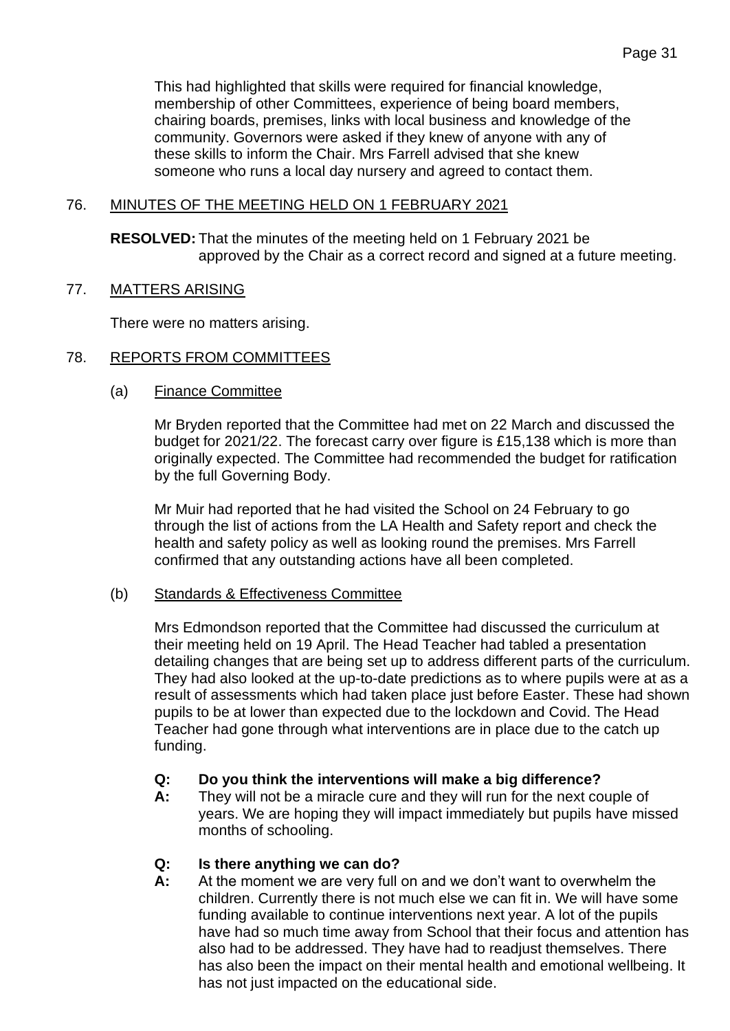This had highlighted that skills were required for financial knowledge, membership of other Committees, experience of being board members, chairing boards, premises, links with local business and knowledge of the community. Governors were asked if they knew of anyone with any of these skills to inform the Chair. Mrs Farrell advised that she knew someone who runs a local day nursery and agreed to contact them.

## 76. MINUTES OF THE MEETING HELD ON 1 FEBRUARY 2021

**RESOLVED:** That the minutes of the meeting held on 1 February 2021 be approved by the Chair as a correct record and signed at a future meeting.

## 77. MATTERS ARISING

There were no matters arising.

## 78. REPORTS FROM COMMITTEES

### (a) Finance Committee

Mr Bryden reported that the Committee had met on 22 March and discussed the budget for 2021/22. The forecast carry over figure is £15,138 which is more than originally expected. The Committee had recommended the budget for ratification by the full Governing Body.

Mr Muir had reported that he had visited the School on 24 February to go through the list of actions from the LA Health and Safety report and check the health and safety policy as well as looking round the premises. Mrs Farrell confirmed that any outstanding actions have all been completed.

### (b) Standards & Effectiveness Committee

Mrs Edmondson reported that the Committee had discussed the curriculum at their meeting held on 19 April. The Head Teacher had tabled a presentation detailing changes that are being set up to address different parts of the curriculum. They had also looked at the up-to-date predictions as to where pupils were at as a result of assessments which had taken place just before Easter. These had shown pupils to be at lower than expected due to the lockdown and Covid. The Head Teacher had gone through what interventions are in place due to the catch up funding.

**Q: Do you think the interventions will make a big difference?**
**A:** They will not be a miracle cure and they will run for the next couple of years. We are hoping they will impact immediately but pupils have missed months of schooling.

**Q: Is there anything we can do?**
**A:** At the moment we are very full on and we don't want to overwhelm the children. Currently there is not much else we can fit in. We will have some funding available to continue interventions next year. A lot of the pupils have had so much time away from School that their focus and attention has also had to be addressed. They have had to readjust themselves. There has also been the impact on their mental health and emotional wellbeing. It has not just impacted on the educational side.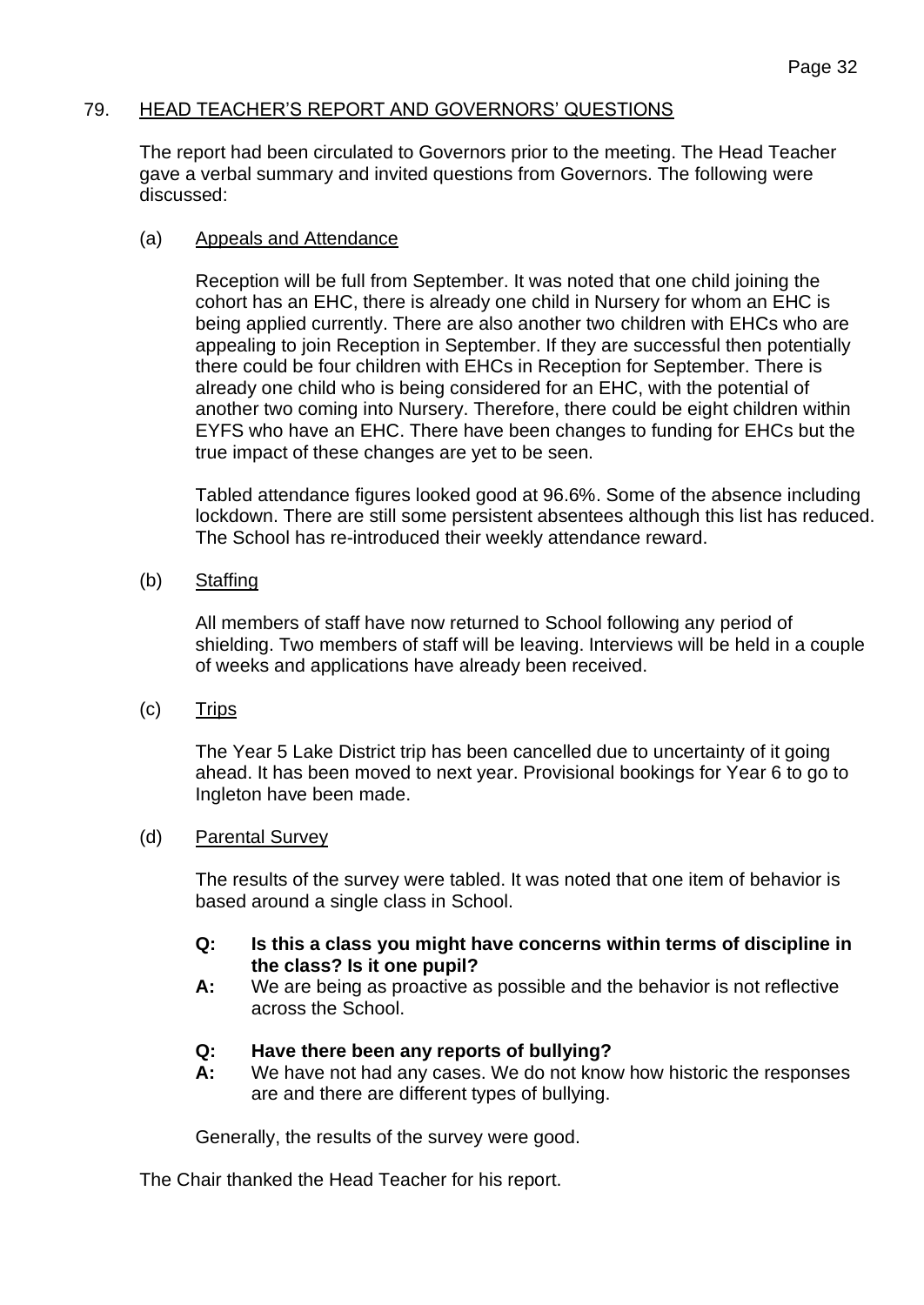## 79. HEAD TEACHER'S REPORT AND GOVERNORS' QUESTIONS

The report had been circulated to Governors prior to the meeting. The Head Teacher gave a verbal summary and invited questions from Governors. The following were discussed:

### (a) Appeals and Attendance

Reception will be full from September. It was noted that one child joining the cohort has an EHC, there is already one child in Nursery for whom an EHC is being applied currently. There are also another two children with EHCs who are appealing to join Reception in September. If they are successful then potentially there could be four children with EHCs in Reception for September. There is already one child who is being considered for an EHC, with the potential of another two coming into Nursery. Therefore, there could be eight children within EYFS who have an EHC. There have been changes to funding for EHCs but the true impact of these changes are yet to be seen.

Tabled attendance figures looked good at 96.6%. Some of the absence including lockdown. There are still some persistent absentees although this list has reduced. The School has re-introduced their weekly attendance reward.

### (b) Staffing

All members of staff have now returned to School following any period of shielding. Two members of staff will be leaving. Interviews will be held in a couple of weeks and applications have already been received.

### (c) Trips

The Year 5 Lake District trip has been cancelled due to uncertainty of it going ahead. It has been moved to next year. Provisional bookings for Year 6 to go to Ingleton have been made.

### (d) Parental Survey

The results of the survey were tabled. It was noted that one item of behavior is based around a single class in School.

**Q: Is this a class you might have concerns within terms of discipline in the class? Is it one pupil?**
**A:** We are being as proactive as possible and the behavior is not reflective across the School.

**Q: Have there been any reports of bullying?**
**A:** We have not had any cases. We do not know how historic the responses are and there are different types of bullying.

Generally, the results of the survey were good.

The Chair thanked the Head Teacher for his report.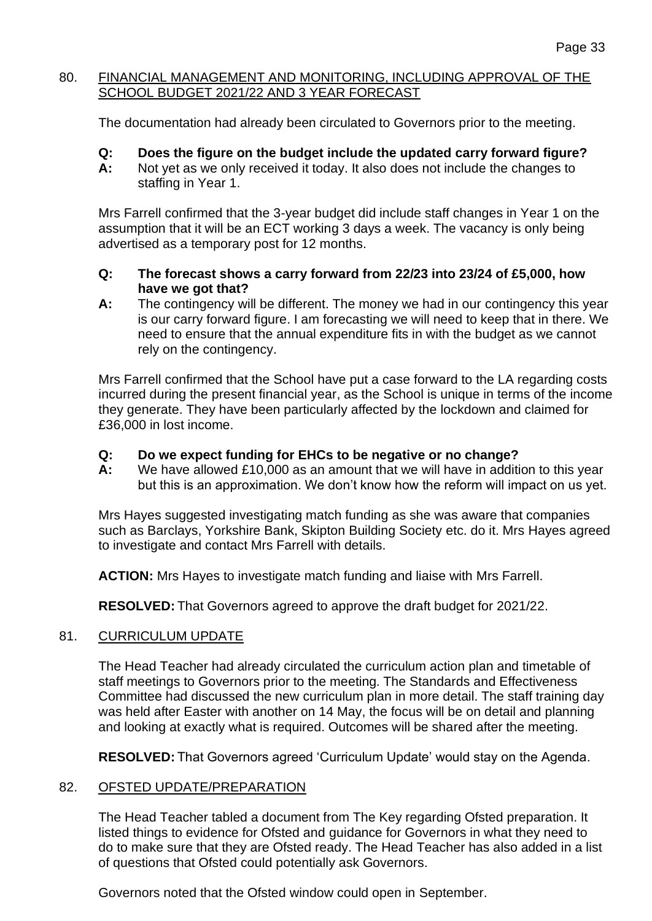80. FINANCIAL MANAGEMENT AND MONITORING, INCLUDING APPROVAL OF THE SCHOOL BUDGET 2021/22 AND 3 YEAR FORECAST

The documentation had already been circulated to Governors prior to the meeting.

**Q: Does the figure on the budget include the updated carry forward figure?**
**A:** Not yet as we only received it today. It also does not include the changes to staffing in Year 1.

Mrs Farrell confirmed that the 3-year budget did include staff changes in Year 1 on the assumption that it will be an ECT working 3 days a week. The vacancy is only being advertised as a temporary post for 12 months.

**Q: The forecast shows a carry forward from 22/23 into 23/24 of £5,000, how have we got that?**
**A:** The contingency will be different. The money we had in our contingency this year is our carry forward figure. I am forecasting we will need to keep that in there. We need to ensure that the annual expenditure fits in with the budget as we cannot rely on the contingency.

Mrs Farrell confirmed that the School have put a case forward to the LA regarding costs incurred during the present financial year, as the School is unique in terms of the income they generate. They have been particularly affected by the lockdown and claimed for £36,000 in lost income.

**Q: Do we expect funding for EHCs to be negative or no change?**
**A:** We have allowed £10,000 as an amount that we will have in addition to this year but this is an approximation. We don't know how the reform will impact on us yet.

Mrs Hayes suggested investigating match funding as she was aware that companies such as Barclays, Yorkshire Bank, Skipton Building Society etc. do it. Mrs Hayes agreed to investigate and contact Mrs Farrell with details.

**ACTION:** Mrs Hayes to investigate match funding and liaise with Mrs Farrell.

**RESOLVED:** That Governors agreed to approve the draft budget for 2021/22.

81. CURRICULUM UPDATE

The Head Teacher had already circulated the curriculum action plan and timetable of staff meetings to Governors prior to the meeting. The Standards and Effectiveness Committee had discussed the new curriculum plan in more detail. The staff training day was held after Easter with another on 14 May, the focus will be on detail and planning and looking at exactly what is required. Outcomes will be shared after the meeting.

**RESOLVED:** That Governors agreed 'Curriculum Update' would stay on the Agenda.

82. OFSTED UPDATE/PREPARATION

The Head Teacher tabled a document from The Key regarding Ofsted preparation. It listed things to evidence for Ofsted and guidance for Governors in what they need to do to make sure that they are Ofsted ready. The Head Teacher has also added in a list of questions that Ofsted could potentially ask Governors.

Governors noted that the Ofsted window could open in September.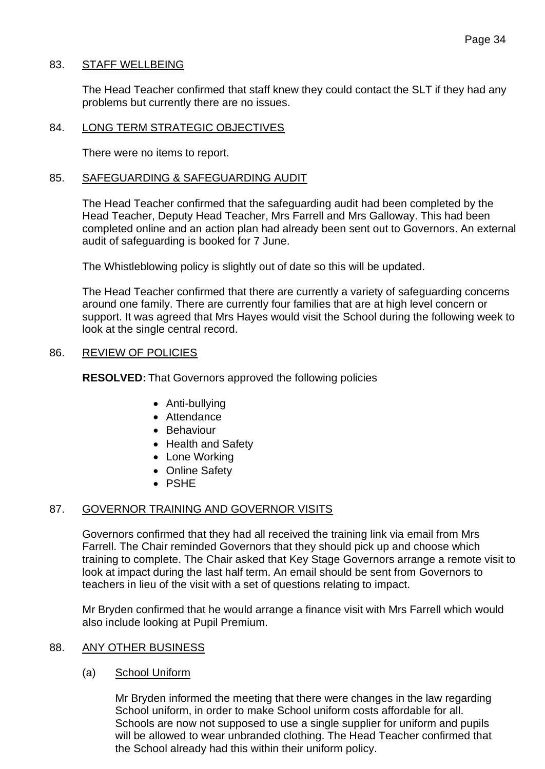## 83. STAFF WELLBEING

The Head Teacher confirmed that staff knew they could contact the SLT if they had any problems but currently there are no issues.

## 84. LONG TERM STRATEGIC OBJECTIVES

There were no items to report.

## 85. SAFEGUARDING & SAFEGUARDING AUDIT

The Head Teacher confirmed that the safeguarding audit had been completed by the Head Teacher, Deputy Head Teacher, Mrs Farrell and Mrs Galloway. This had been completed online and an action plan had already been sent out to Governors. An external audit of safeguarding is booked for 7 June.

The Whistleblowing policy is slightly out of date so this will be updated.

The Head Teacher confirmed that there are currently a variety of safeguarding concerns around one family. There are currently four families that are at high level concern or support. It was agreed that Mrs Hayes would visit the School during the following week to look at the single central record.

## 86. REVIEW OF POLICIES

**RESOLVED:** That Governors approved the following policies

- Anti-bullying
- Attendance
- Behaviour
- Health and Safety
- Lone Working
- Online Safety
- PSHE

## 87. GOVERNOR TRAINING AND GOVERNOR VISITS

Governors confirmed that they had all received the training link via email from Mrs Farrell. The Chair reminded Governors that they should pick up and choose which training to complete. The Chair asked that Key Stage Governors arrange a remote visit to look at impact during the last half term. An email should be sent from Governors to teachers in lieu of the visit with a set of questions relating to impact.

Mr Bryden confirmed that he would arrange a finance visit with Mrs Farrell which would also include looking at Pupil Premium.

## 88. ANY OTHER BUSINESS

### (a) School Uniform

Mr Bryden informed the meeting that there were changes in the law regarding School uniform, in order to make School uniform costs affordable for all. Schools are now not supposed to use a single supplier for uniform and pupils will be allowed to wear unbranded clothing. The Head Teacher confirmed that the School already had this within their uniform policy.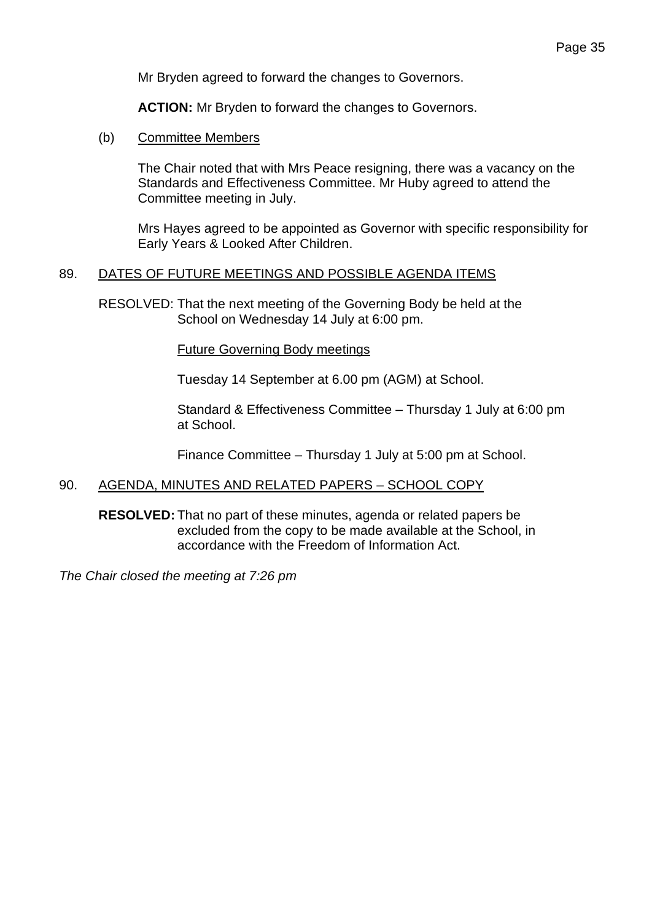Mr Bryden agreed to forward the changes to Governors.

**ACTION:** Mr Bryden to forward the changes to Governors.

(b) Committee Members

The Chair noted that with Mrs Peace resigning, there was a vacancy on the Standards and Effectiveness Committee. Mr Huby agreed to attend the Committee meeting in July.

Mrs Hayes agreed to be appointed as Governor with specific responsibility for Early Years & Looked After Children.

## 89. DATES OF FUTURE MEETINGS AND POSSIBLE AGENDA ITEMS

RESOLVED: That the next meeting of the Governing Body be held at the School on Wednesday 14 July at 6:00 pm.

Future Governing Body meetings

Tuesday 14 September at 6.00 pm (AGM) at School.

Standard & Effectiveness Committee – Thursday 1 July at 6:00 pm at School.

Finance Committee – Thursday 1 July at 5:00 pm at School.

## 90. AGENDA, MINUTES AND RELATED PAPERS – SCHOOL COPY

**RESOLVED:** That no part of these minutes, agenda or related papers be excluded from the copy to be made available at the School, in accordance with the Freedom of Information Act.

*The Chair closed the meeting at 7:26 pm*